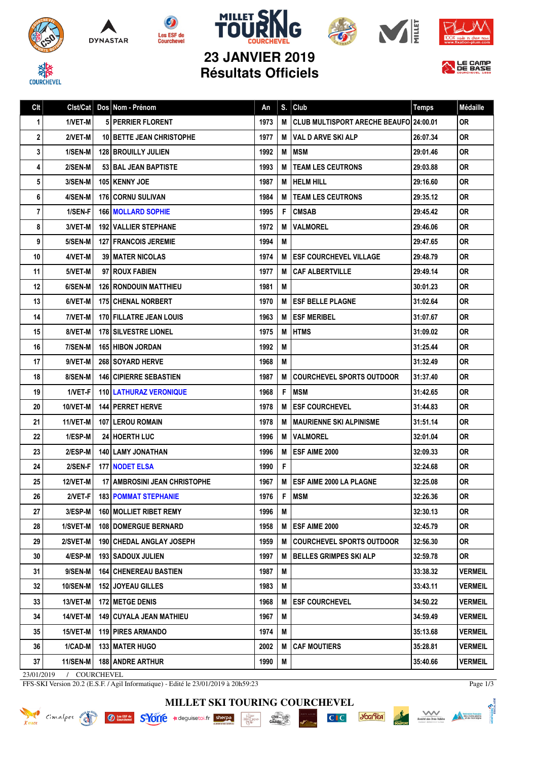# MILLET SKI TOURING COURCHEVEL

## 23 JANVIER 2019
## Résultats Officiels

| Clt | Clst/Cat | Dos | Nom - Prénom | An | S. | Club | Temps | Médaille |
|---|---|---|---|---|---|---|---|---|
| 1 | 1/VET-M | 5 | PERRIER FLORENT | 1973 | M | CLUB MULTISPORT ARECHE BEAUFO | 24:00.01 | OR |
| 2 | 2/VET-M | 10 | BETTE JEAN CHRISTOPHE | 1977 | M | VAL D ARVE SKI ALP | 26:07.34 | OR |
| 3 | 1/SEN-M | 128 | BROUILLY JULIEN | 1992 | M | MSM | 29:01.46 | OR |
| 4 | 2/SEN-M | 53 | BAL JEAN BAPTISTE | 1993 | M | TEAM LES CEUTRONS | 29:03.88 | OR |
| 5 | 3/SEN-M | 105 | KENNY JOE | 1987 | M | HELM HILL | 29:16.60 | OR |
| 6 | 4/SEN-M | 176 | CORNU SULIVAN | 1984 | M | TEAM LES CEUTRONS | 29:35.12 | OR |
| 7 | 1/SEN-F | 166 | MOLLARD SOPHIE | 1995 | F | CMSAB | 29:45.42 | OR |
| 8 | 3/VET-M | 192 | VALLIER STEPHANE | 1972 | M | VALMOREL | 29:46.06 | OR |
| 9 | 5/SEN-M | 127 | FRANCOIS JEREMIE | 1994 | M | | 29:47.65 | OR |
| 10 | 4/VET-M | 39 | MATER NICOLAS | 1974 | M | ESF COURCHEVEL VILLAGE | 29:48.79 | OR |
| 11 | 5/VET-M | 97 | ROUX FABIEN | 1977 | M | CAF ALBERTVILLE | 29:49.14 | OR |
| 12 | 6/SEN-M | 126 | RONDOUIN MATTHIEU | 1981 | M | | 30:01.23 | OR |
| 13 | 6/VET-M | 175 | CHENAL NORBERT | 1970 | M | ESF BELLE PLAGNE | 31:02.64 | OR |
| 14 | 7/VET-M | 170 | FILLATRE JEAN LOUIS | 1963 | M | ESF MERIBEL | 31:07.67 | OR |
| 15 | 8/VET-M | 178 | SILVESTRE LIONEL | 1975 | M | HTMS | 31:09.02 | OR |
| 16 | 7/SEN-M | 165 | HIBON JORDAN | 1992 | M | | 31:25.44 | OR |
| 17 | 9/VET-M | 268 | SOYARD HERVE | 1968 | M | | 31:32.49 | OR |
| 18 | 8/SEN-M | 146 | CIPIERRE SEBASTIEN | 1987 | M | COURCHEVEL SPORTS OUTDOOR | 31:37.40 | OR |
| 19 | 1/VET-F | 110 | LATHURAZ VERONIQUE | 1968 | F | MSM | 31:42.65 | OR |
| 20 | 10/VET-M | 144 | PERRET HERVE | 1978 | M | ESF COURCHEVEL | 31:44.83 | OR |
| 21 | 11/VET-M | 107 | LEROU ROMAIN | 1978 | M | MAURIENNE SKI ALPINISME | 31:51.14 | OR |
| 22 | 1/ESP-M | 24 | HOERTH LUC | 1996 | M | VALMOREL | 32:01.04 | OR |
| 23 | 2/ESP-M | 140 | LAMY JONATHAN | 1996 | M | ESF AIME 2000 | 32:09.33 | OR |
| 24 | 2/SEN-F | 177 | NODET ELSA | 1990 | F | | 32:24.68 | OR |
| 25 | 12/VET-M | 17 | AMBROSINI JEAN CHRISTOPHE | 1967 | M | ESF AIME 2000 LA PLAGNE | 32:25.08 | OR |
| 26 | 2/VET-F | 183 | POMMAT STEPHANIE | 1976 | F | MSM | 32:26.36 | OR |
| 27 | 3/ESP-M | 160 | MOLLIET RIBET REMY | 1996 | M | | 32:30.13 | OR |
| 28 | 1/SVET-M | 108 | DOMERGUE BERNARD | 1958 | M | ESF AIME 2000 | 32:45.79 | OR |
| 29 | 2/SVET-M | 190 | CHEDAL ANGLAY JOSEPH | 1959 | M | COURCHEVEL SPORTS OUTDOOR | 32:56.30 | OR |
| 30 | 4/ESP-M | 193 | SADOUX JULIEN | 1997 | M | BELLES GRIMPES SKI ALP | 32:59.78 | OR |
| 31 | 9/SEN-M | 164 | CHENEREAU BASTIEN | 1987 | M | | 33:38.32 | VERMEIL |
| 32 | 10/SEN-M | 152 | JOYEAU GILLES | 1983 | M | | 33:43.11 | VERMEIL |
| 33 | 13/VET-M | 172 | METGE DENIS | 1968 | M | ESF COURCHEVEL | 34:50.22 | VERMEIL |
| 34 | 14/VET-M | 149 | CUYALA JEAN MATHIEU | 1967 | M | | 34:59.49 | VERMEIL |
| 35 | 15/VET-M | 119 | PIRES ARMANDO | 1974 | M | | 35:13.68 | VERMEIL |
| 36 | 1/CAD-M | 133 | MATER HUGO | 2002 | M | CAF MOUTIERS | 35:28.81 | VERMEIL |
| 37 | 11/SEN-M | 188 | ANDRE ARTHUR | 1990 | M | | 35:40.66 | VERMEIL |

23/01/2019 / COURCHEVEL

FFS-SKI Version 20.2 (E.S.F. / Agil Informatique) - Edité le 23/01/2019 à 20h59:23

MILLET SKI TOURING COURCHEVEL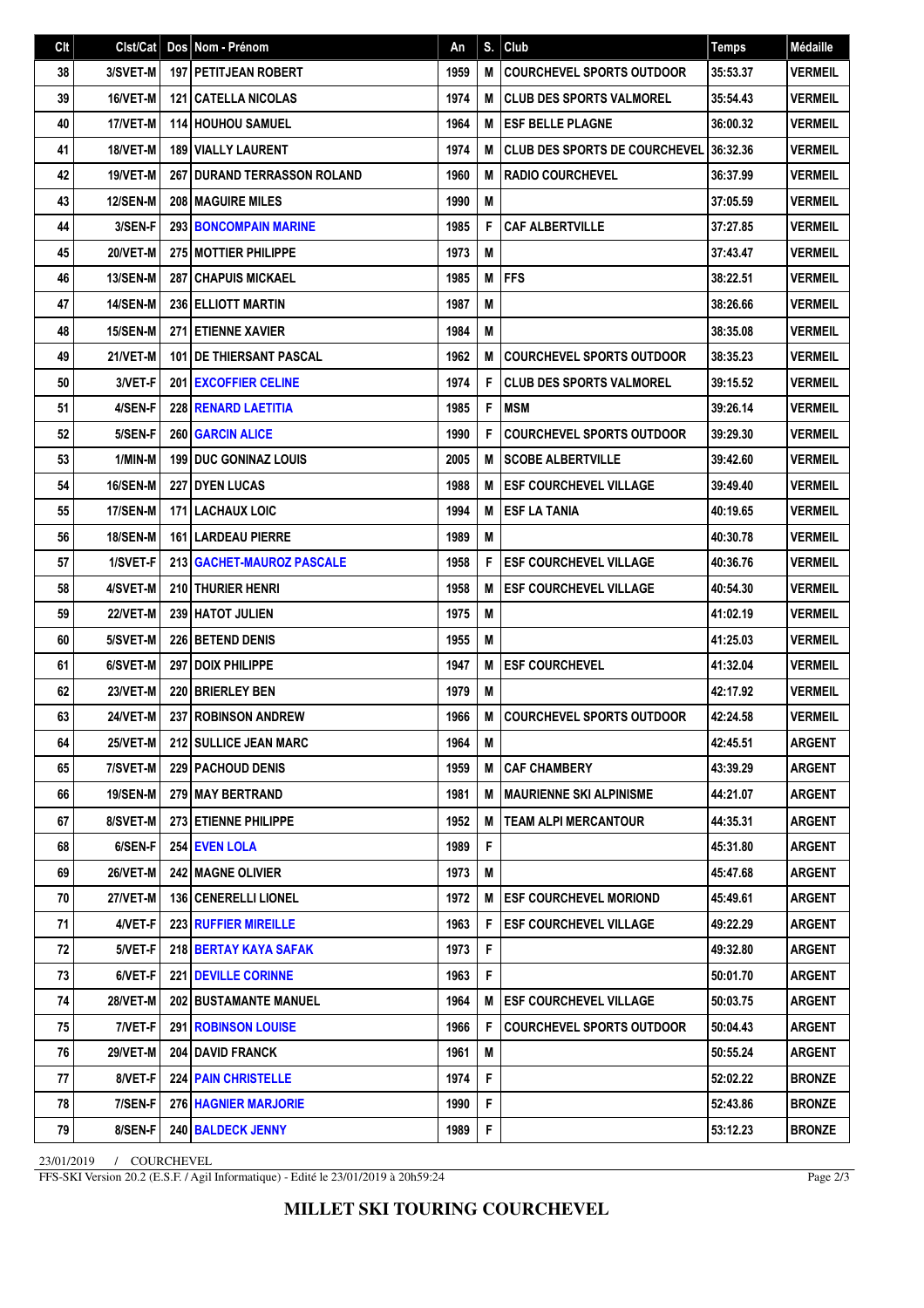| Clt | Clst/Cat | Dos | Nom - Prénom | An | S. | Club | Temps | Médaille |
|---|---|---|---|---|---|---|---|---|
| 38 | 3/SVET-M | 197 | PETITJEAN ROBERT | 1959 | M | COURCHEVEL SPORTS OUTDOOR | 35:53.37 | VERMEIL |
| 39 | 16/VET-M | 121 | CATELLA NICOLAS | 1974 | M | CLUB DES SPORTS VALMOREL | 35:54.43 | VERMEIL |
| 40 | 17/VET-M | 114 | HOUHOU SAMUEL | 1964 | M | ESF BELLE PLAGNE | 36:00.32 | VERMEIL |
| 41 | 18/VET-M | 189 | VIALLY LAURENT | 1974 | M | CLUB DES SPORTS DE COURCHEVEL | 36:32.36 | VERMEIL |
| 42 | 19/VET-M | 267 | DURAND TERRASSON ROLAND | 1960 | M | RADIO COURCHEVEL | 36:37.99 | VERMEIL |
| 43 | 12/SEN-M | 208 | MAGUIRE MILES | 1990 | M | | 37:05.59 | VERMEIL |
| 44 | 3/SEN-F | 293 | BONCOMPAIN MARINE | 1985 | F | CAF ALBERTVILLE | 37:27.85 | VERMEIL |
| 45 | 20/VET-M | 275 | MOTTIER PHILIPPE | 1973 | M | | 37:43.47 | VERMEIL |
| 46 | 13/SEN-M | 287 | CHAPUIS MICKAEL | 1985 | M | FFS | 38:22.51 | VERMEIL |
| 47 | 14/SEN-M | 236 | ELLIOTT MARTIN | 1987 | M | | 38:26.66 | VERMEIL |
| 48 | 15/SEN-M | 271 | ETIENNE XAVIER | 1984 | M | | 38:35.08 | VERMEIL |
| 49 | 21/VET-M | 101 | DE THIERSANT PASCAL | 1962 | M | COURCHEVEL SPORTS OUTDOOR | 38:35.23 | VERMEIL |
| 50 | 3/VET-F | 201 | EXCOFFIER CELINE | 1974 | F | CLUB DES SPORTS VALMOREL | 39:15.52 | VERMEIL |
| 51 | 4/SEN-F | 228 | RENARD LAETITIA | 1985 | F | MSM | 39:26.14 | VERMEIL |
| 52 | 5/SEN-F | 260 | GARCIN ALICE | 1990 | F | COURCHEVEL SPORTS OUTDOOR | 39:29.30 | VERMEIL |
| 53 | 1/MIN-M | 199 | DUC GONINAZ LOUIS | 2005 | M | SCOBE ALBERTVILLE | 39:42.60 | VERMEIL |
| 54 | 16/SEN-M | 227 | DYEN LUCAS | 1988 | M | ESF COURCHEVEL VILLAGE | 39:49.40 | VERMEIL |
| 55 | 17/SEN-M | 171 | LACHAUX LOIC | 1994 | M | ESF LA TANIA | 40:19.65 | VERMEIL |
| 56 | 18/SEN-M | 161 | LARDEAU PIERRE | 1989 | M | | 40:30.78 | VERMEIL |
| 57 | 1/SVET-F | 213 | GACHET-MAUROZ PASCALE | 1958 | F | ESF COURCHEVEL VILLAGE | 40:36.76 | VERMEIL |
| 58 | 4/SVET-M | 210 | THURIER HENRI | 1958 | M | ESF COURCHEVEL VILLAGE | 40:54.30 | VERMEIL |
| 59 | 22/VET-M | 239 | HATOT JULIEN | 1975 | M | | 41:02.19 | VERMEIL |
| 60 | 5/SVET-M | 226 | BETEND DENIS | 1955 | M | | 41:25.03 | VERMEIL |
| 61 | 6/SVET-M | 297 | DOIX PHILIPPE | 1947 | M | ESF COURCHEVEL | 41:32.04 | VERMEIL |
| 62 | 23/VET-M | 220 | BRIERLEY BEN | 1979 | M | | 42:17.92 | VERMEIL |
| 63 | 24/VET-M | 237 | ROBINSON ANDREW | 1966 | M | COURCHEVEL SPORTS OUTDOOR | 42:24.58 | VERMEIL |
| 64 | 25/VET-M | 212 | SULLICE JEAN MARC | 1964 | M | | 42:45.51 | ARGENT |
| 65 | 7/SVET-M | 229 | PACHOUD DENIS | 1959 | M | CAF CHAMBERY | 43:39.29 | ARGENT |
| 66 | 19/SEN-M | 279 | MAY BERTRAND | 1981 | M | MAURIENNE SKI ALPINISME | 44:21.07 | ARGENT |
| 67 | 8/SVET-M | 273 | ETIENNE PHILIPPE | 1952 | M | TEAM ALPI MERCANTOUR | 44:35.31 | ARGENT |
| 68 | 6/SEN-F | 254 | EVEN LOLA | 1989 | F | | 45:31.80 | ARGENT |
| 69 | 26/VET-M | 242 | MAGNE OLIVIER | 1973 | M | | 45:47.68 | ARGENT |
| 70 | 27/VET-M | 136 | CENERELLI LIONEL | 1972 | M | ESF COURCHEVEL MORIOND | 45:49.61 | ARGENT |
| 71 | 4/VET-F | 223 | RUFFIER MIREILLE | 1963 | F | ESF COURCHEVEL VILLAGE | 49:22.29 | ARGENT |
| 72 | 5/VET-F | 218 | BERTAY KAYA SAFAK | 1973 | F | | 49:32.80 | ARGENT |
| 73 | 6/VET-F | 221 | DEVILLE CORINNE | 1963 | F | | 50:01.70 | ARGENT |
| 74 | 28/VET-M | 202 | BUSTAMANTE MANUEL | 1964 | M | ESF COURCHEVEL VILLAGE | 50:03.75 | ARGENT |
| 75 | 7/VET-F | 291 | ROBINSON LOUISE | 1966 | F | COURCHEVEL SPORTS OUTDOOR | 50:04.43 | ARGENT |
| 76 | 29/VET-M | 204 | DAVID FRANCK | 1961 | M | | 50:55.24 | ARGENT |
| 77 | 8/VET-F | 224 | PAIN CHRISTELLE | 1974 | F | | 52:02.22 | BRONZE |
| 78 | 7/SEN-F | 276 | HAGNIER MARJORIE | 1990 | F | | 52:43.86 | BRONZE |
| 79 | 8/SEN-F | 240 | BALDECK JENNY | 1989 | F | | 53:12.23 | BRONZE |

23/01/2019 / COURCHEVEL

FFS-SKI Version 20.2 (E.S.F. / Agil Informatique) - Edité le 23/01/2019 à 20h59:24

**MILLET SKI TOURING COURCHEVEL**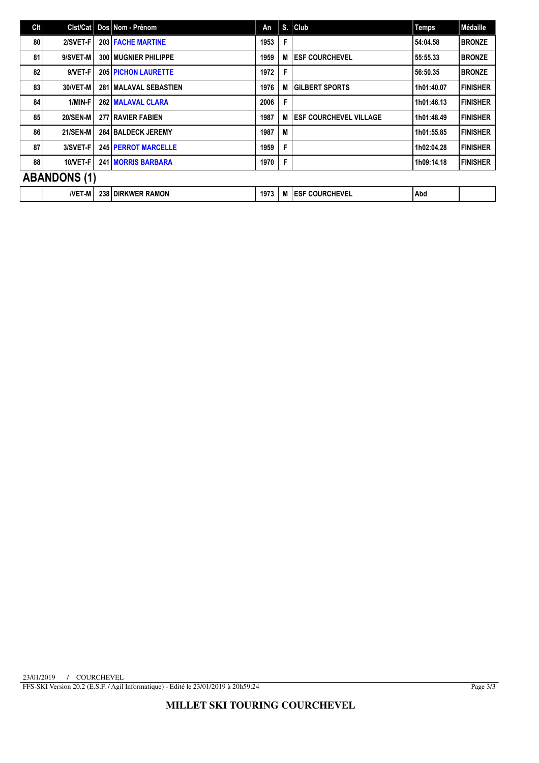| Clt | Clst/Cat | Dos | Nom - Prénom | An | S. | Club | Temps | Médaille |
|---|---|---|---|---|---|---|---|---|
| 80 | 2/SVET-F | 203 | FACHE MARTINE | 1953 | F | | 54:04.58 | BRONZE |
| 81 | 9/SVET-M | 300 | MUGNIER PHILIPPE | 1959 | M | ESF COURCHEVEL | 55:55.33 | BRONZE |
| 82 | 9/VET-F | 205 | PICHON LAURETTE | 1972 | F | | 56:50.35 | BRONZE |
| 83 | 30/VET-M | 281 | MALAVAL SEBASTIEN | 1976 | M | GILBERT SPORTS | 1h01:40.07 | FINISHER |
| 84 | 1/MIN-F | 262 | MALAVAL CLARA | 2006 | F | | 1h01:46.13 | FINISHER |
| 85 | 20/SEN-M | 277 | RAVIER FABIEN | 1987 | M | ESF COURCHEVEL VILLAGE | 1h01:48.49 | FINISHER |
| 86 | 21/SEN-M | 284 | BALDECK JEREMY | 1987 | M | | 1h01:55.85 | FINISHER |
| 87 | 3/SVET-F | 245 | PERROT MARCELLE | 1959 | F | | 1h02:04.28 | FINISHER |
| 88 | 10/VET-F | 241 | MORRIS BARBARA | 1970 | F | | 1h09:14.18 | FINISHER |

## ABANDONS (1)

| Clt | Clst/Cat | Dos | Nom - Prénom | An | S. | Club | Temps | Médaille |
|---|---|---|---|---|---|---|---|---|
| | /VET-M | 238 | DIRKWER RAMON | 1973 | M | ESF COURCHEVEL | Abd | |

23/01/2019 / COURCHEVEL

FFS-SKI Version 20.2 (E.S.F. / Agil Informatique) - Edité le 23/01/2019 à 20h59:24

**MILLET SKI TOURING COURCHEVEL**